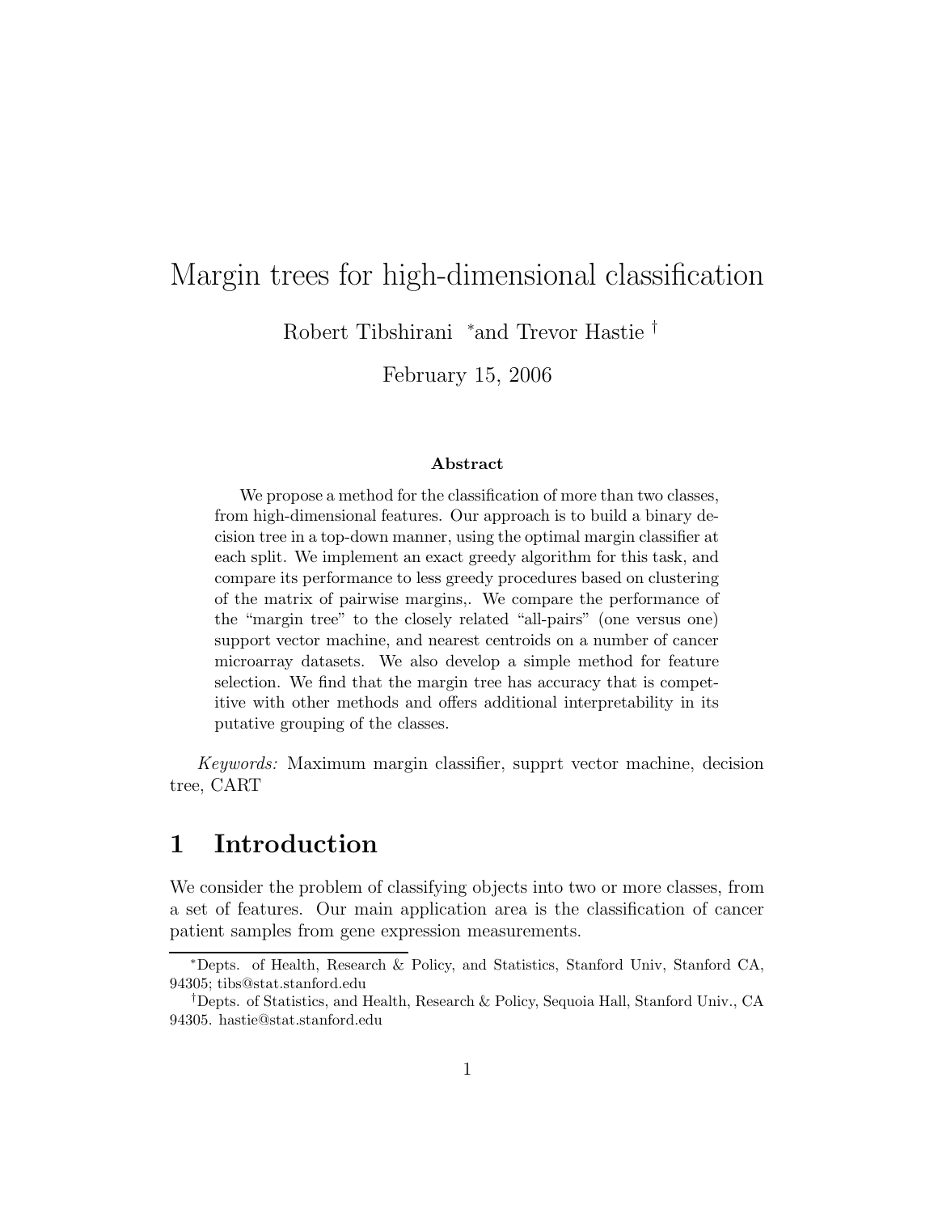# Margin trees for high-dimensional classification

Robert Tibshirani [*] and Trevor Hastie [†]

February 15, 2006

### Abstract

We propose a method for the classification of more than two classes, from high-dimensional features. Our approach is to build a binary decision tree in a top-down manner, using the optimal margin classifier at each split. We implement an exact greedy algorithm for this task, and compare its performance to less greedy procedures based on clustering of the matrix of pairwise margins,. We compare the performance of the "margin tree" to the closely related "all-pairs" (one versus one) support vector machine, and nearest centroids on a number of cancer microarray datasets. We also develop a simple method for feature selection. We find that the margin tree has accuracy that is competitive with other methods and offers additional interpretability in its putative grouping of the classes.

*Keywords:* Maximum margin classifier, supprt vector machine, decision tree, CART

## 1 Introduction

We consider the problem of classifying objects into two or more classes, from a set of features. Our main application area is the classification of cancer patient samples from gene expression measurements.

---

[*] Depts. of Health, Research & Policy, and Statistics, Stanford Univ, Stanford CA, 94305; tibs@stat.stanford.edu

[†] Depts. of Statistics, and Health, Research & Policy, Sequoia Hall, Stanford Univ., CA 94305. hastie@stat.stanford.edu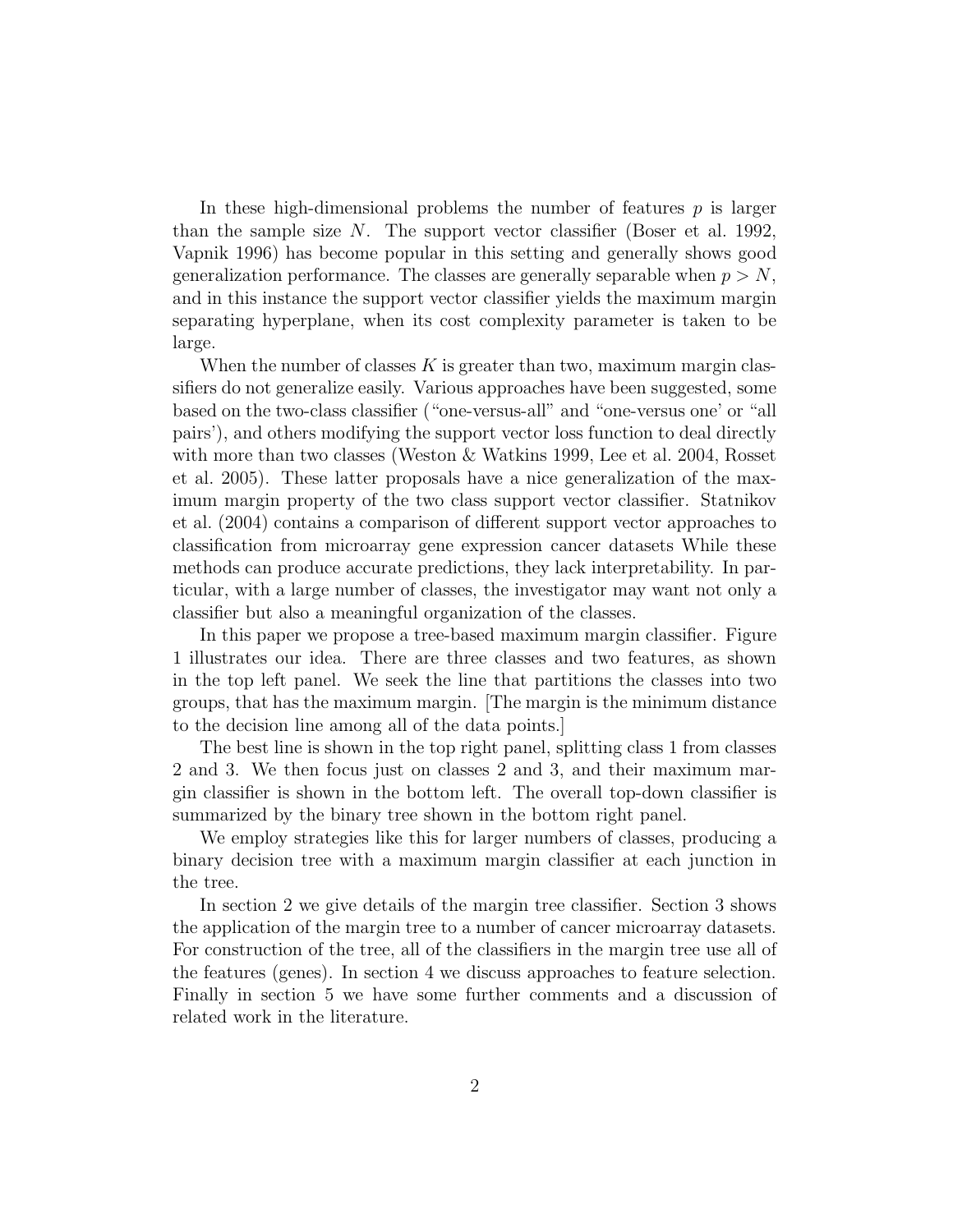In these high-dimensional problems the number of features $p$ is larger than the sample size $N$. The support vector classifier (Boser et al. 1992, Vapnik 1996) has become popular in this setting and generally shows good generalization performance. The classes are generally separable when $p > N$, and in this instance the support vector classifier yields the maximum margin separating hyperplane, when its cost complexity parameter is taken to be large.

When the number of classes $K$ is greater than two, maximum margin classifiers do not generalize easily. Various approaches have been suggested, some based on the two-class classifier ("one-versus-all" and "one-versus one' or "all pairs'), and others modifying the support vector loss function to deal directly with more than two classes (Weston & Watkins 1999, Lee et al. 2004, Rosset et al. 2005). These latter proposals have a nice generalization of the maximum margin property of the two class support vector classifier. Statnikov et al. (2004) contains a comparison of different support vector approaches to classification from microarray gene expression cancer datasets While these methods can produce accurate predictions, they lack interpretability. In particular, with a large number of classes, the investigator may want not only a classifier but also a meaningful organization of the classes.

In this paper we propose a tree-based maximum margin classifier. Figure 1 illustrates our idea. There are three classes and two features, as shown in the top left panel. We seek the line that partitions the classes into two groups, that has the maximum margin. [The margin is the minimum distance to the decision line among all of the data points.]

The best line is shown in the top right panel, splitting class 1 from classes 2 and 3. We then focus just on classes 2 and 3, and their maximum margin classifier is shown in the bottom left. The overall top-down classifier is summarized by the binary tree shown in the bottom right panel.

We employ strategies like this for larger numbers of classes, producing a binary decision tree with a maximum margin classifier at each junction in the tree.

In section 2 we give details of the margin tree classifier. Section 3 shows the application of the margin tree to a number of cancer microarray datasets. For construction of the tree, all of the classifiers in the margin tree use all of the features (genes). In section 4 we discuss approaches to feature selection. Finally in section 5 we have some further comments and a discussion of related work in the literature.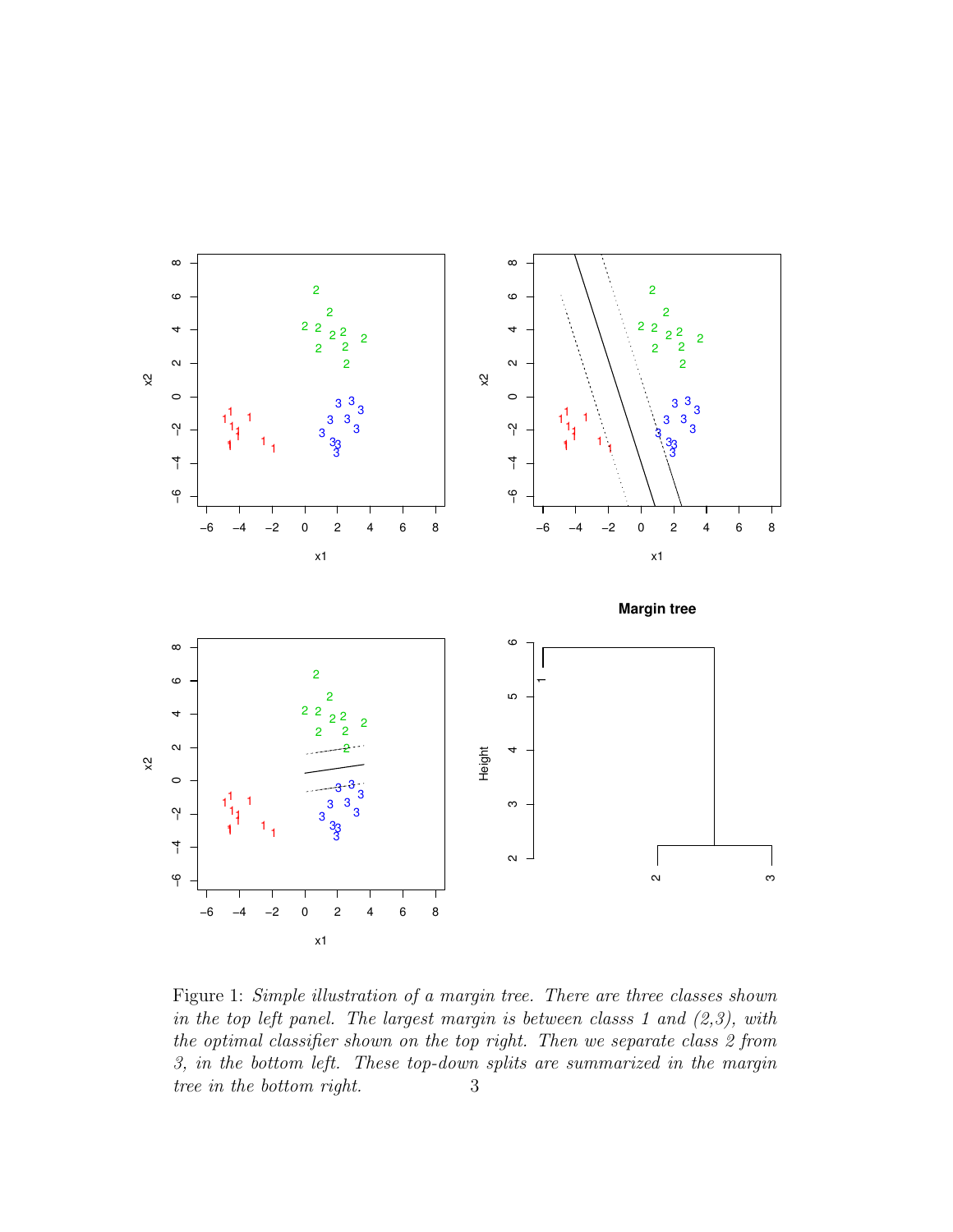Figure 1: *Simple illustration of a margin tree. There are three classes shown in the top left panel. The largest margin is between classs 1 and (2,3), with the optimal classifier shown on the top right. Then we separate class 2 from 3, in the bottom left. These top-down splits are summarized in the margin tree in the bottom right.*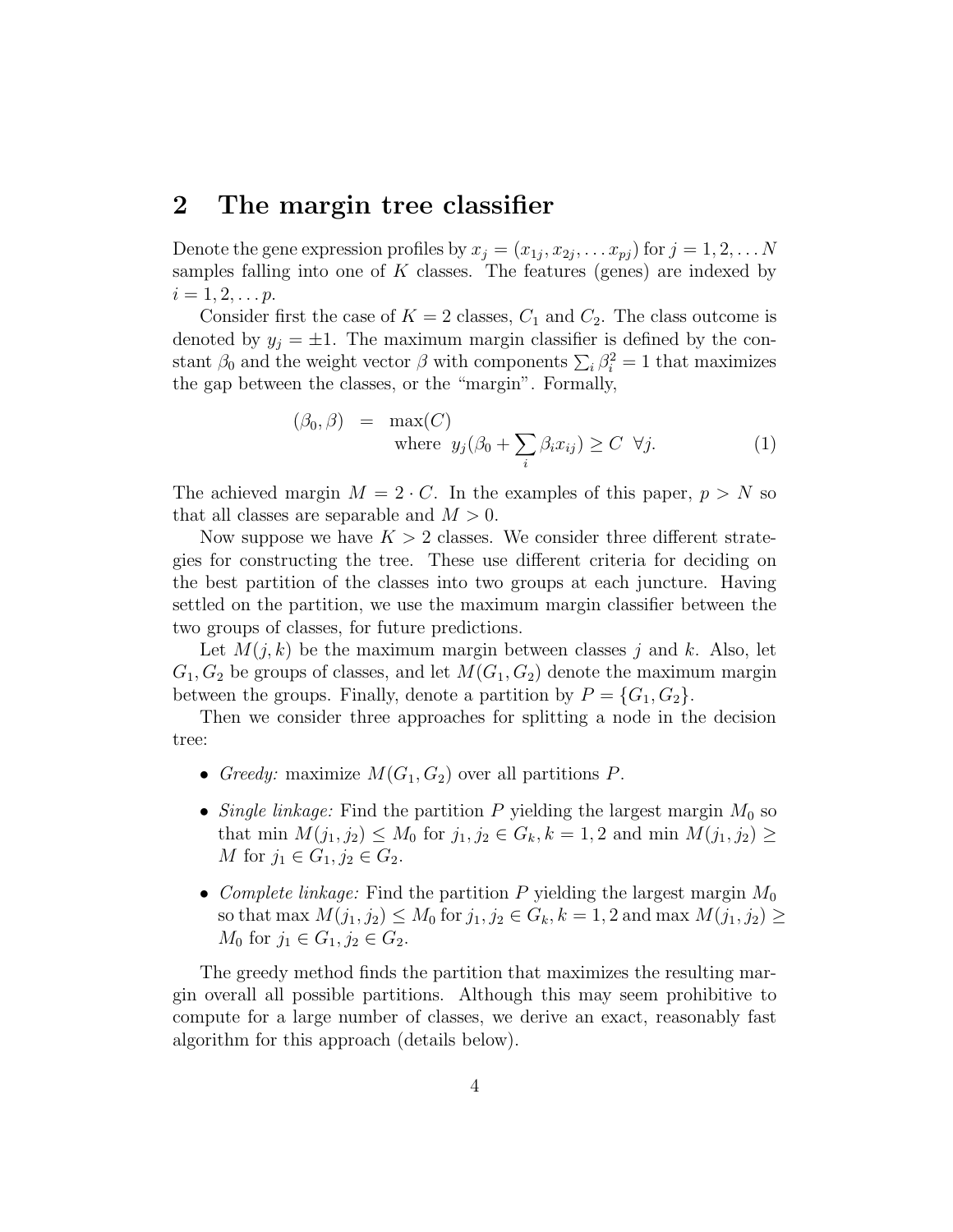## 2 The margin tree classifier

Denote the gene expression profiles by $x_j = (x_{1j}, x_{2j}, \ldots x_{pj})$ for $j = 1, 2, \ldots N$ samples falling into one of $K$ classes. The features (genes) are indexed by $i = 1, 2, \ldots p$.

Consider first the case of $K = 2$ classes, $C_1$ and $C_2$. The class outcome is denoted by $y_j = \pm 1$. The maximum margin classifier is defined by the constant $\beta_0$ and the weight vector $\beta$ with components $\sum_i \beta_i^2 = 1$ that maximizes the gap between the classes, or the "margin". Formally,

$$
\begin{aligned}
(\beta_0, \beta) &= \max(C) \\
&\quad \text{where } \; y_j(\beta_0 + \sum_i \beta_i x_{ij}) \geq C \;\; \forall j. 
\end{aligned} \tag{1}
$$

The achieved margin $M = 2 \cdot C$. In the examples of this paper, $p > N$ so that all classes are separable and $M > 0$.

Now suppose we have $K > 2$ classes. We consider three different strategies for constructing the tree. These use different criteria for deciding on the best partition of the classes into two groups at each juncture. Having settled on the partition, we use the maximum margin classifier between the two groups of classes, for future predictions.

Let $M(j, k)$ be the maximum margin between classes $j$ and $k$. Also, let $G_1, G_2$ be groups of classes, and let $M(G_1, G_2)$ denote the maximum margin between the groups. Finally, denote a partition by $P = \{G_1, G_2\}$.

Then we consider three approaches for splitting a node in the decision tree:

- *Greedy:* maximize $M(G_1, G_2)$ over all partitions $P$.
- *Single linkage:* Find the partition $P$ yielding the largest margin $M_0$ so that min $M(j_1, j_2) \leq M_0$ for $j_1, j_2 \in G_k, k = 1, 2$ and min $M(j_1, j_2) \geq M$ for $j_1 \in G_1, j_2 \in G_2$.
- *Complete linkage:* Find the partition $P$ yielding the largest margin $M_0$ so that max $M(j_1, j_2) \leq M_0$ for $j_1, j_2 \in G_k, k = 1, 2$ and max $M(j_1, j_2) \geq M_0$ for $j_1 \in G_1, j_2 \in G_2$.

The greedy method finds the partition that maximizes the resulting margin overall all possible partitions. Although this may seem prohibitive to compute for a large number of classes, we derive an exact, reasonably fast algorithm for this approach (details below).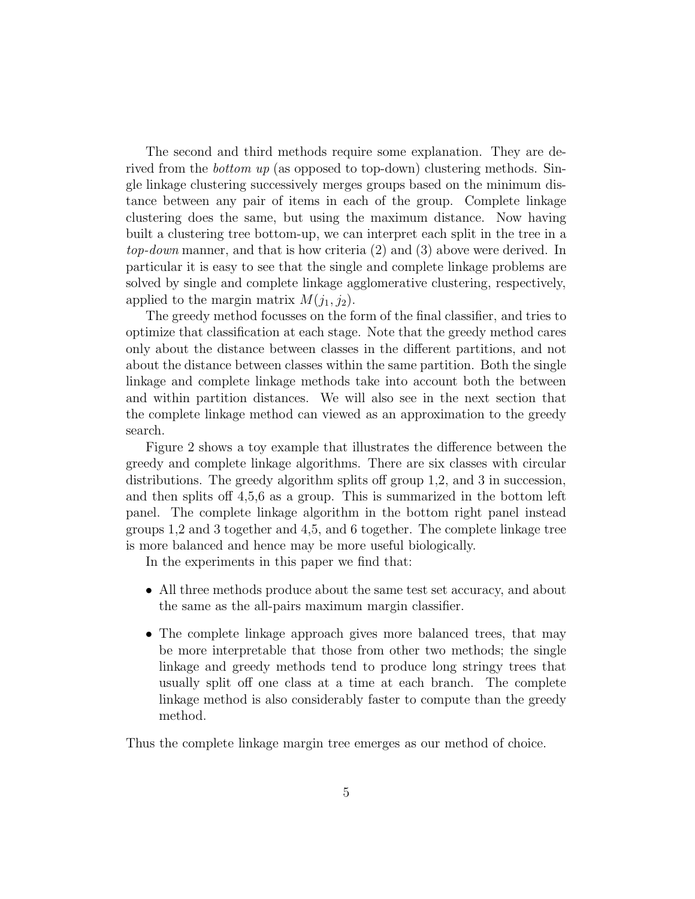The second and third methods require some explanation. They are derived from the *bottom up* (as opposed to top-down) clustering methods. Single linkage clustering successively merges groups based on the minimum distance between any pair of items in each of the group. Complete linkage clustering does the same, but using the maximum distance. Now having built a clustering tree bottom-up, we can interpret each split in the tree in a *top-down* manner, and that is how criteria (2) and (3) above were derived. In particular it is easy to see that the single and complete linkage problems are solved by single and complete linkage agglomerative clustering, respectively, applied to the margin matrix $M(j_1, j_2)$.

The greedy method focusses on the form of the final classifier, and tries to optimize that classification at each stage. Note that the greedy method cares only about the distance between classes in the different partitions, and not about the distance between classes within the same partition. Both the single linkage and complete linkage methods take into account both the between and within partition distances. We will also see in the next section that the complete linkage method can viewed as an approximation to the greedy search.

Figure 2 shows a toy example that illustrates the difference between the greedy and complete linkage algorithms. There are six classes with circular distributions. The greedy algorithm splits off group 1,2, and 3 in succession, and then splits off 4,5,6 as a group. This is summarized in the bottom left panel. The complete linkage algorithm in the bottom right panel instead groups 1,2 and 3 together and 4,5, and 6 together. The complete linkage tree is more balanced and hence may be more useful biologically.

In the experiments in this paper we find that:

- All three methods produce about the same test set accuracy, and about the same as the all-pairs maximum margin classifier.
- The complete linkage approach gives more balanced trees, that may be more interpretable that those from other two methods; the single linkage and greedy methods tend to produce long stringy trees that usually split off one class at a time at each branch. The complete linkage method is also considerably faster to compute than the greedy method.

Thus the complete linkage margin tree emerges as our method of choice.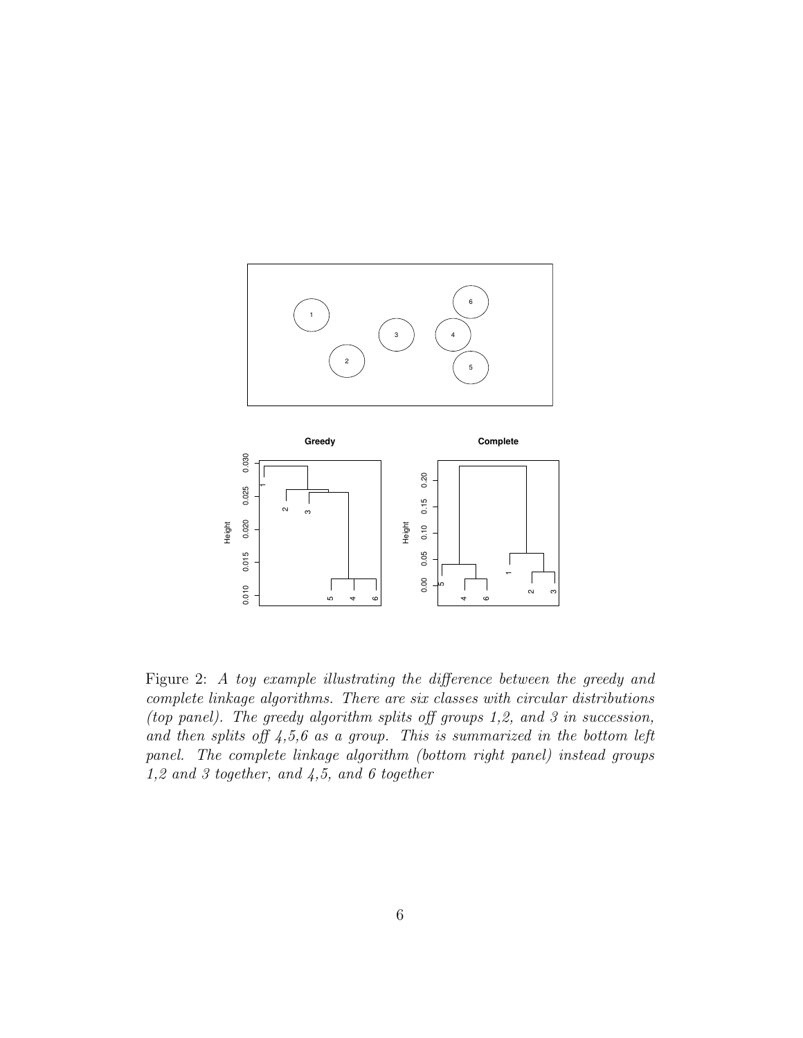Figure 2: *A toy example illustrating the difference between the greedy and complete linkage algorithms. There are six classes with circular distributions (top panel). The greedy algorithm splits off groups 1,2, and 3 in succession, and then splits off 4,5,6 as a group. This is summarized in the bottom left panel. The complete linkage algorithm (bottom right panel) instead groups 1,2 and 3 together, and 4,5, and 6 together*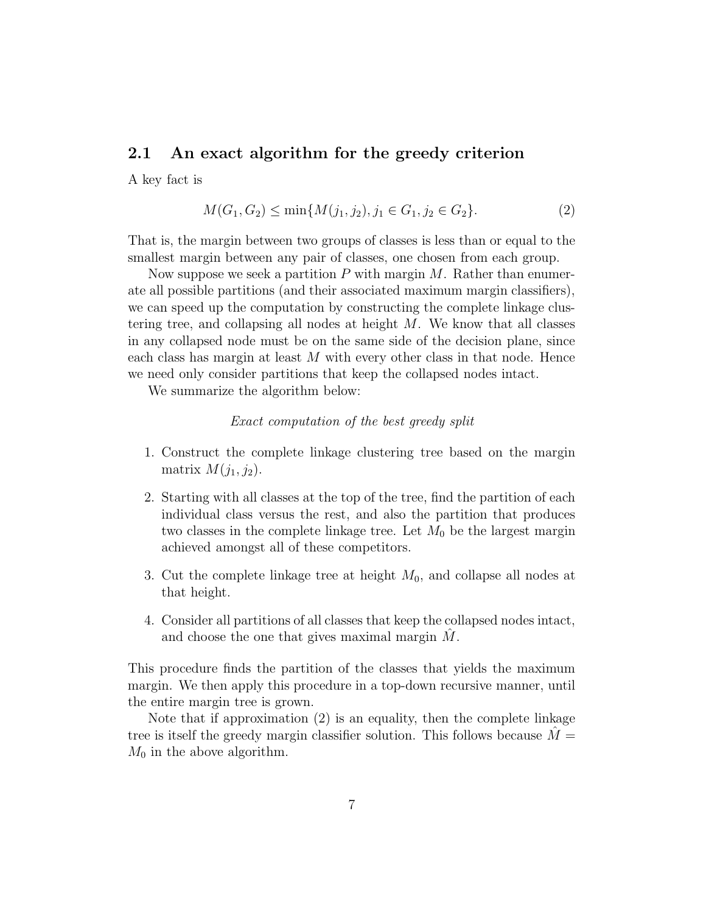## 2.1 An exact algorithm for the greedy criterion

A key fact is

$$M(G_1, G_2) \le \min\{M(j_1, j_2), j_1 \in G_1, j_2 \in G_2\}. \tag{2}$$

That is, the margin between two groups of classes is less than or equal to the smallest margin between any pair of classes, one chosen from each group.

Now suppose we seek a partition $P$ with margin $M$. Rather than enumerate all possible partitions (and their associated maximum margin classifiers), we can speed up the computation by constructing the complete linkage clustering tree, and collapsing all nodes at height $M$. We know that all classes in any collapsed node must be on the same side of the decision plane, since each class has margin at least $M$ with every other class in that node. Hence we need only consider partitions that keep the collapsed nodes intact.

We summarize the algorithm below:

*Exact computation of the best greedy split*

1. Construct the complete linkage clustering tree based on the margin matrix $M(j_1, j_2)$.
2. Starting with all classes at the top of the tree, find the partition of each individual class versus the rest, and also the partition that produces two classes in the complete linkage tree. Let $M_0$ be the largest margin achieved amongst all of these competitors.
3. Cut the complete linkage tree at height $M_0$, and collapse all nodes at that height.
4. Consider all partitions of all classes that keep the collapsed nodes intact, and choose the one that gives maximal margin $\hat{M}$.

This procedure finds the partition of the classes that yields the maximum margin. We then apply this procedure in a top-down recursive manner, until the entire margin tree is grown.

Note that if approximation (2) is an equality, then the complete linkage tree is itself the greedy margin classifier solution. This follows because $\hat{M} = M_0$ in the above algorithm.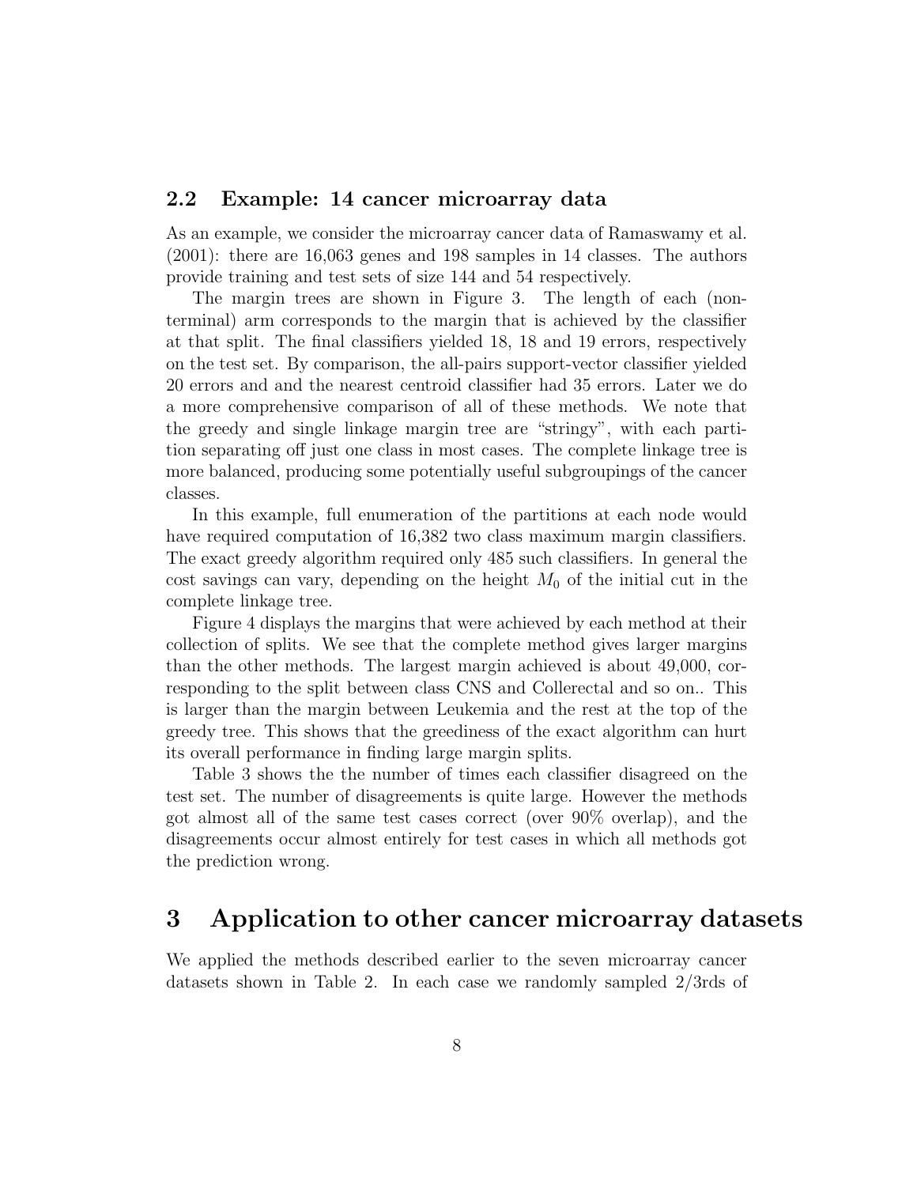### 2.2 Example: 14 cancer microarray data

As an example, we consider the microarray cancer data of Ramaswamy et al. (2001): there are 16,063 genes and 198 samples in 14 classes. The authors provide training and test sets of size 144 and 54 respectively.

The margin trees are shown in Figure 3. The length of each (non-terminal) arm corresponds to the margin that is achieved by the classifier at that split. The final classifiers yielded 18, 18 and 19 errors, respectively on the test set. By comparison, the all-pairs support-vector classifier yielded 20 errors and and the nearest centroid classifier had 35 errors. Later we do a more comprehensive comparison of all of these methods. We note that the greedy and single linkage margin tree are "stringy", with each partition separating off just one class in most cases. The complete linkage tree is more balanced, producing some potentially useful subgroupings of the cancer classes.

In this example, full enumeration of the partitions at each node would have required computation of 16,382 two class maximum margin classifiers. The exact greedy algorithm required only 485 such classifiers. In general the cost savings can vary, depending on the height $M_0$ of the initial cut in the complete linkage tree.

Figure 4 displays the margins that were achieved by each method at their collection of splits. We see that the complete method gives larger margins than the other methods. The largest margin achieved is about 49,000, corresponding to the split between class CNS and Collerectal and so on.. This is larger than the margin between Leukemia and the rest at the top of the greedy tree. This shows that the greediness of the exact algorithm can hurt its overall performance in finding large margin splits.

Table 3 shows the the number of times each classifier disagreed on the test set. The number of disagreements is quite large. However the methods got almost all of the same test cases correct (over 90% overlap), and the disagreements occur almost entirely for test cases in which all methods got the prediction wrong.

# 3 Application to other cancer microarray datasets

We applied the methods described earlier to the seven microarray cancer datasets shown in Table 2. In each case we randomly sampled 2/3rds of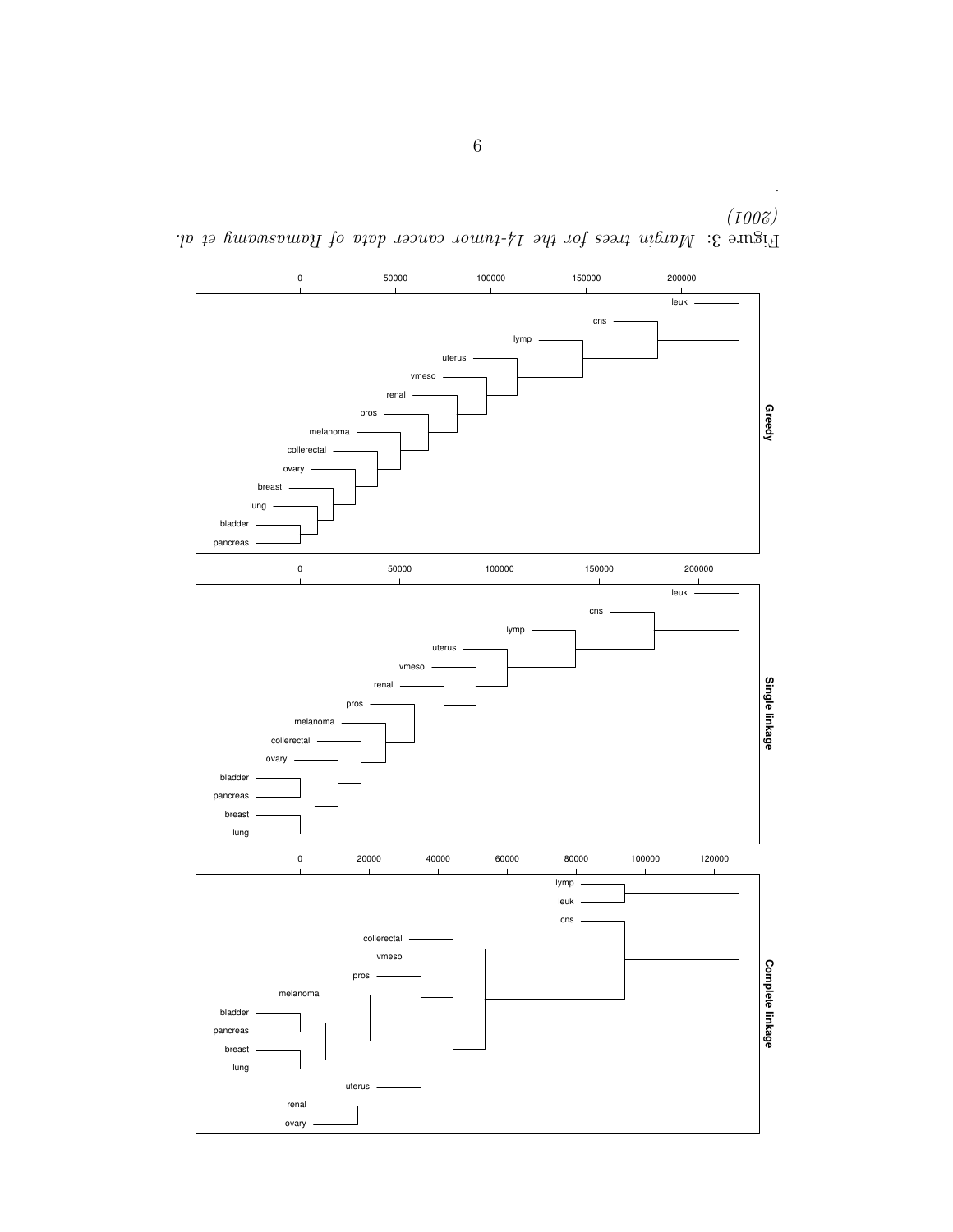Figure 3: *Margin trees for the 14-tumor cancer data of Ramaswamy et al. (2001)*

.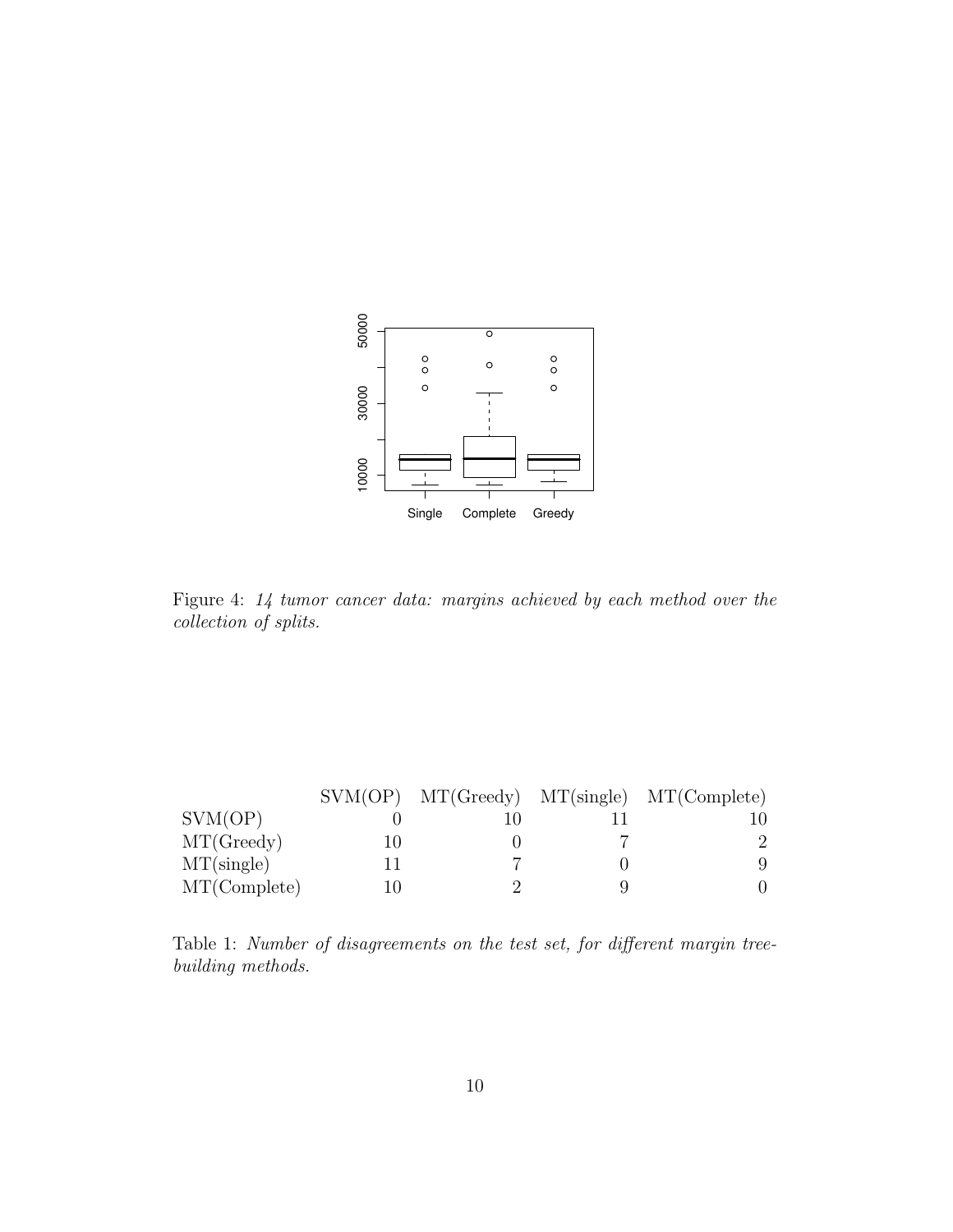Figure 4: *14 tumor cancer data: margins achieved by each method over the collection of splits.*

| | SVM(OP) | MT(Greedy) | MT(single) | MT(Complete) |
|---|---|---|---|---|
| SVM(OP) | 0 | 10 | 11 | 10 |
| MT(Greedy) | 10 | 0 | 7 | 2 |
| MT(single) | 11 | 7 | 0 | 9 |
| MT(Complete) | 10 | 2 | 9 | 0 |

Table 1: *Number of disagreements on the test set, for different margin tree-building methods.*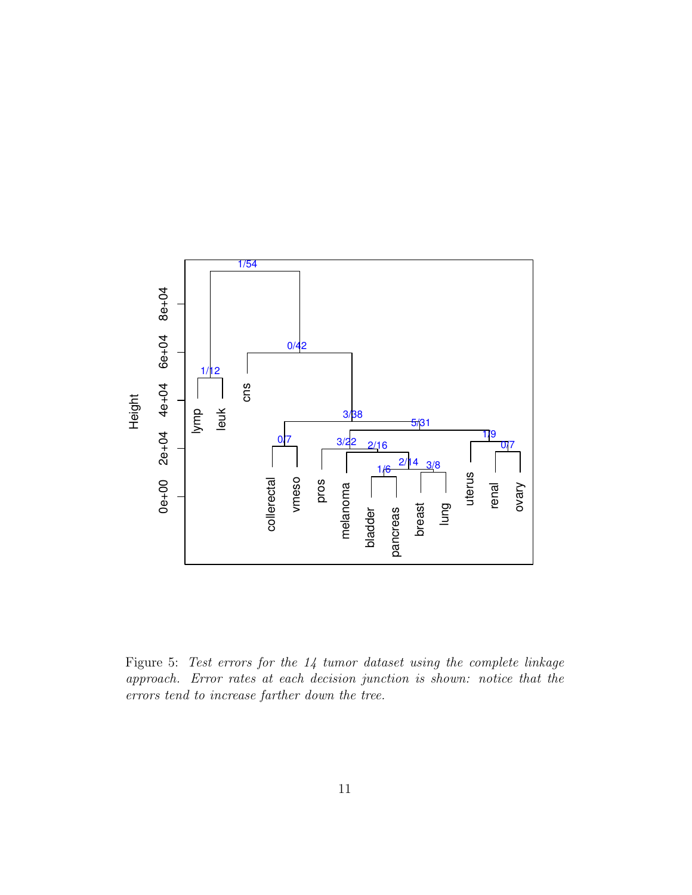Figure 5: *Test errors for the 14 tumor dataset using the complete linkage approach. Error rates at each decision junction is shown: notice that the errors tend to increase farther down the tree.*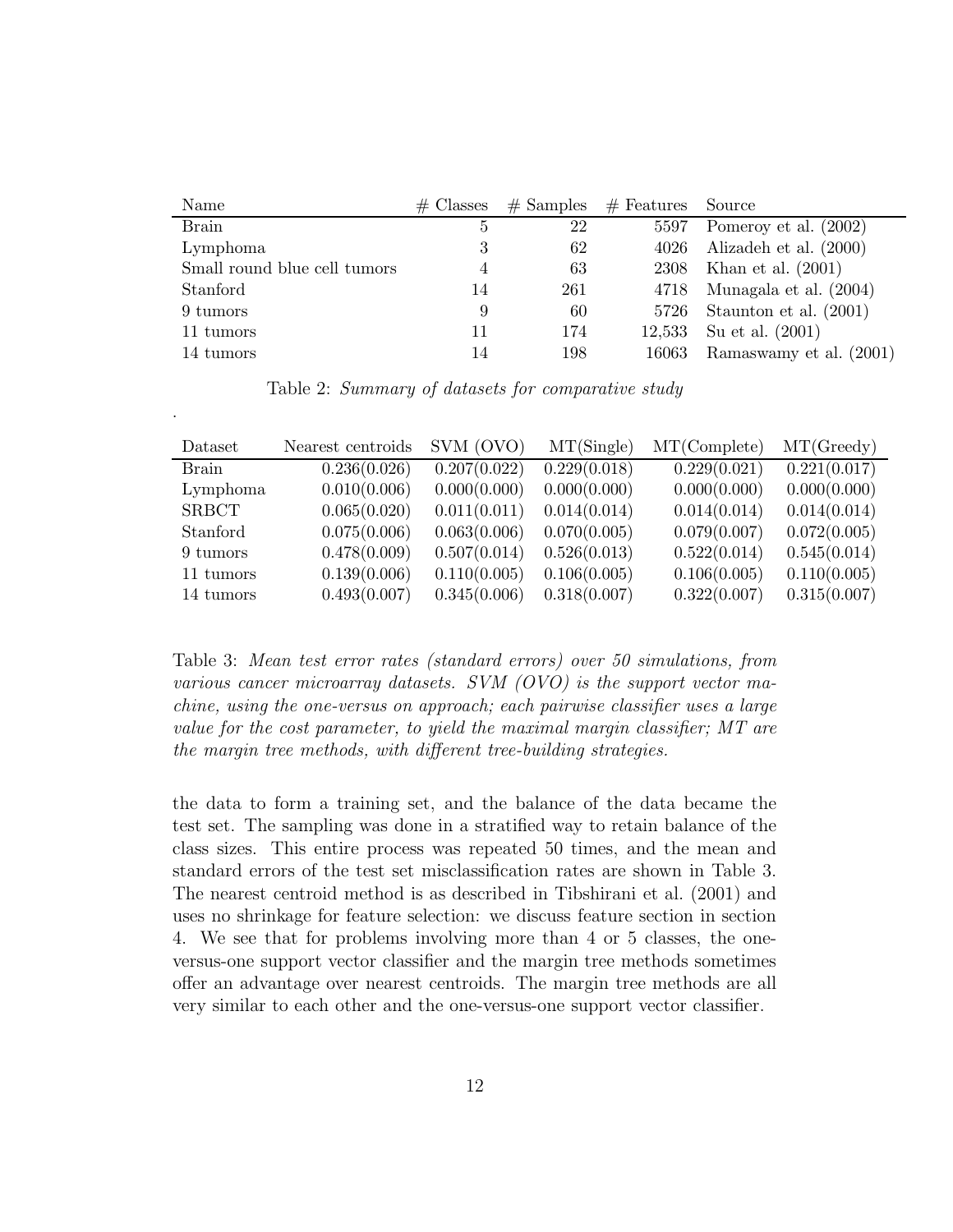| Name | # Classes | # Samples | # Features | Source |
| --- | --- | --- | --- | --- |
| Brain | 5 | 22 | 5597 | Pomeroy et al. (2002) |
| Lymphoma | 3 | 62 | 4026 | Alizadeh et al. (2000) |
| Small round blue cell tumors | 4 | 63 | 2308 | Khan et al. (2001) |
| Stanford | 14 | 261 | 4718 | Munagala et al. (2004) |
| 9 tumors | 9 | 60 | 5726 | Staunton et al. (2001) |
| 11 tumors | 11 | 174 | 12,533 | Su et al. (2001) |
| 14 tumors | 14 | 198 | 16063 | Ramaswamy et al. (2001) |

Table 2: *Summary of datasets for comparative study*

.

| Dataset | Nearest centroids | SVM (OVO) | MT(Single) | MT(Complete) | MT(Greedy) |
| --- | --- | --- | --- | --- | --- |
| Brain | 0.236(0.026) | 0.207(0.022) | 0.229(0.018) | 0.229(0.021) | 0.221(0.017) |
| Lymphoma | 0.010(0.006) | 0.000(0.000) | 0.000(0.000) | 0.000(0.000) | 0.000(0.000) |
| SRBCT | 0.065(0.020) | 0.011(0.011) | 0.014(0.014) | 0.014(0.014) | 0.014(0.014) |
| Stanford | 0.075(0.006) | 0.063(0.006) | 0.070(0.005) | 0.079(0.007) | 0.072(0.005) |
| 9 tumors | 0.478(0.009) | 0.507(0.014) | 0.526(0.013) | 0.522(0.014) | 0.545(0.014) |
| 11 tumors | 0.139(0.006) | 0.110(0.005) | 0.106(0.005) | 0.106(0.005) | 0.110(0.005) |
| 14 tumors | 0.493(0.007) | 0.345(0.006) | 0.318(0.007) | 0.322(0.007) | 0.315(0.007) |

Table 3: *Mean test error rates (standard errors) over 50 simulations, from various cancer microarray datasets. SVM (OVO) is the support vector machine, using the one-versus on approach; each pairwise classifier uses a large value for the cost parameter, to yield the maximal margin classifier; MT are the margin tree methods, with different tree-building strategies.*

the data to form a training set, and the balance of the data became the test set. The sampling was done in a stratified way to retain balance of the class sizes. This entire process was repeated 50 times, and the mean and standard errors of the test set misclassification rates are shown in Table 3. The nearest centroid method is as described in Tibshirani et al. (2001) and uses no shrinkage for feature selection: we discuss feature section in section 4. We see that for problems involving more than 4 or 5 classes, the one-versus-one support vector classifier and the margin tree methods sometimes offer an advantage over nearest centroids. The margin tree methods are all very similar to each other and the one-versus-one support vector classifier.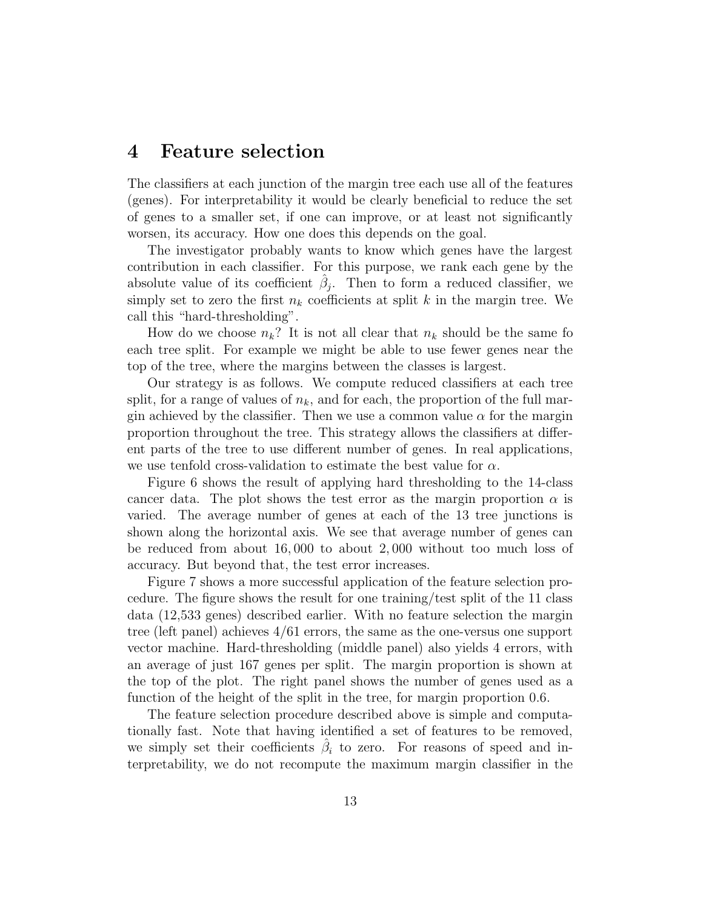# 4 Feature selection

The classifiers at each junction of the margin tree each use all of the features (genes). For interpretability it would be clearly beneficial to reduce the set of genes to a smaller set, if one can improve, or at least not significantly worsen, its accuracy. How one does this depends on the goal.

The investigator probably wants to know which genes have the largest contribution in each classifier. For this purpose, we rank each gene by the absolute value of its coefficient $\hat{\beta}_j$. Then to form a reduced classifier, we simply set to zero the first $n_k$ coefficients at split $k$ in the margin tree. We call this "hard-thresholding".

How do we choose $n_k$? It is not all clear that $n_k$ should be the same fo each tree split. For example we might be able to use fewer genes near the top of the tree, where the margins between the classes is largest.

Our strategy is as follows. We compute reduced classifiers at each tree split, for a range of values of $n_k$, and for each, the proportion of the full margin achieved by the classifier. Then we use a common value $\alpha$ for the margin proportion throughout the tree. This strategy allows the classifiers at different parts of the tree to use different number of genes. In real applications, we use tenfold cross-validation to estimate the best value for $\alpha$.

Figure 6 shows the result of applying hard thresholding to the 14-class cancer data. The plot shows the test error as the margin proportion $\alpha$ is varied. The average number of genes at each of the 13 tree junctions is shown along the horizontal axis. We see that average number of genes can be reduced from about $16,000$ to about $2,000$ without too much loss of accuracy. But beyond that, the test error increases.

Figure 7 shows a more successful application of the feature selection procedure. The figure shows the result for one training/test split of the 11 class data (12,533 genes) described earlier. With no feature selection the margin tree (left panel) achieves 4/61 errors, the same as the one-versus one support vector machine. Hard-thresholding (middle panel) also yields 4 errors, with an average of just 167 genes per split. The margin proportion is shown at the top of the plot. The right panel shows the number of genes used as a function of the height of the split in the tree, for margin proportion 0.6.

The feature selection procedure described above is simple and computationally fast. Note that having identified a set of features to be removed, we simply set their coefficients $\hat{\beta}_i$ to zero. For reasons of speed and interpretability, we do not recompute the maximum margin classifier in the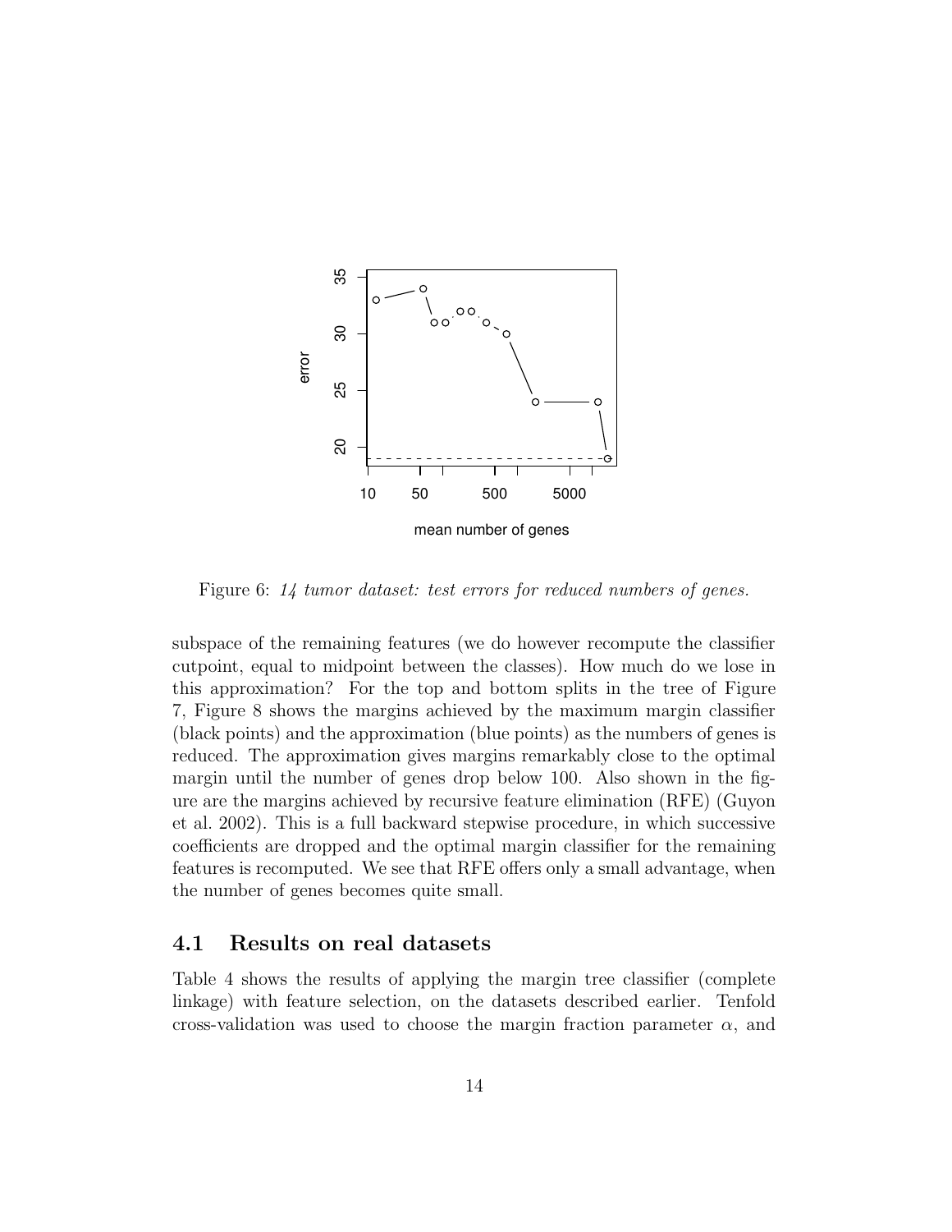Figure 6: *14 tumor dataset: test errors for reduced numbers of genes.*

subspace of the remaining features (we do however recompute the classifier cutpoint, equal to midpoint between the classes). How much do we lose in this approximation? For the top and bottom splits in the tree of Figure 7, Figure 8 shows the margins achieved by the maximum margin classifier (black points) and the approximation (blue points) as the numbers of genes is reduced. The approximation gives margins remarkably close to the optimal margin until the number of genes drop below 100. Also shown in the figure are the margins achieved by recursive feature elimination (RFE) (Guyon et al. 2002). This is a full backward stepwise procedure, in which successive coefficients are dropped and the optimal margin classifier for the remaining features is recomputed. We see that RFE offers only a small advantage, when the number of genes becomes quite small.

## 4.1 Results on real datasets

Table 4 shows the results of applying the margin tree classifier (complete linkage) with feature selection, on the datasets described earlier. Tenfold cross-validation was used to choose the margin fraction parameter $\alpha$, and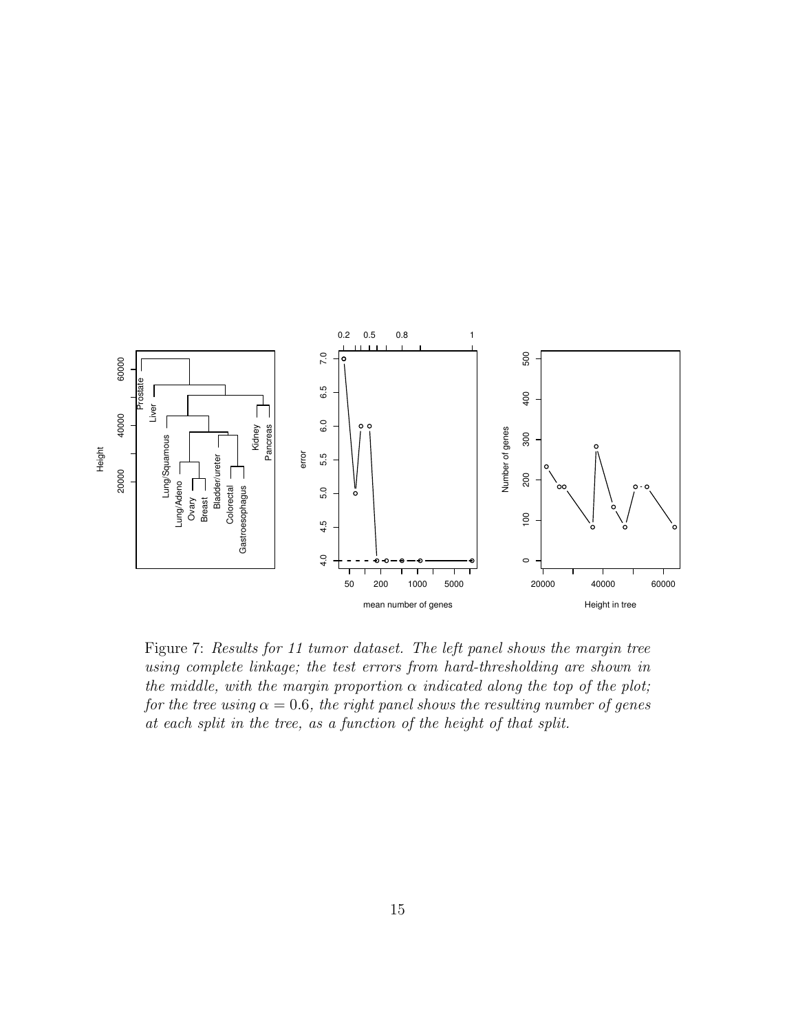Figure 7: *Results for 11 tumor dataset. The left panel shows the margin tree using complete linkage; the test errors from hard-thresholding are shown in the middle, with the margin proportion $\alpha$ indicated along the top of the plot; for the tree using $\alpha = 0.6$, the right panel shows the resulting number of genes at each split in the tree, as a function of the height of that split.*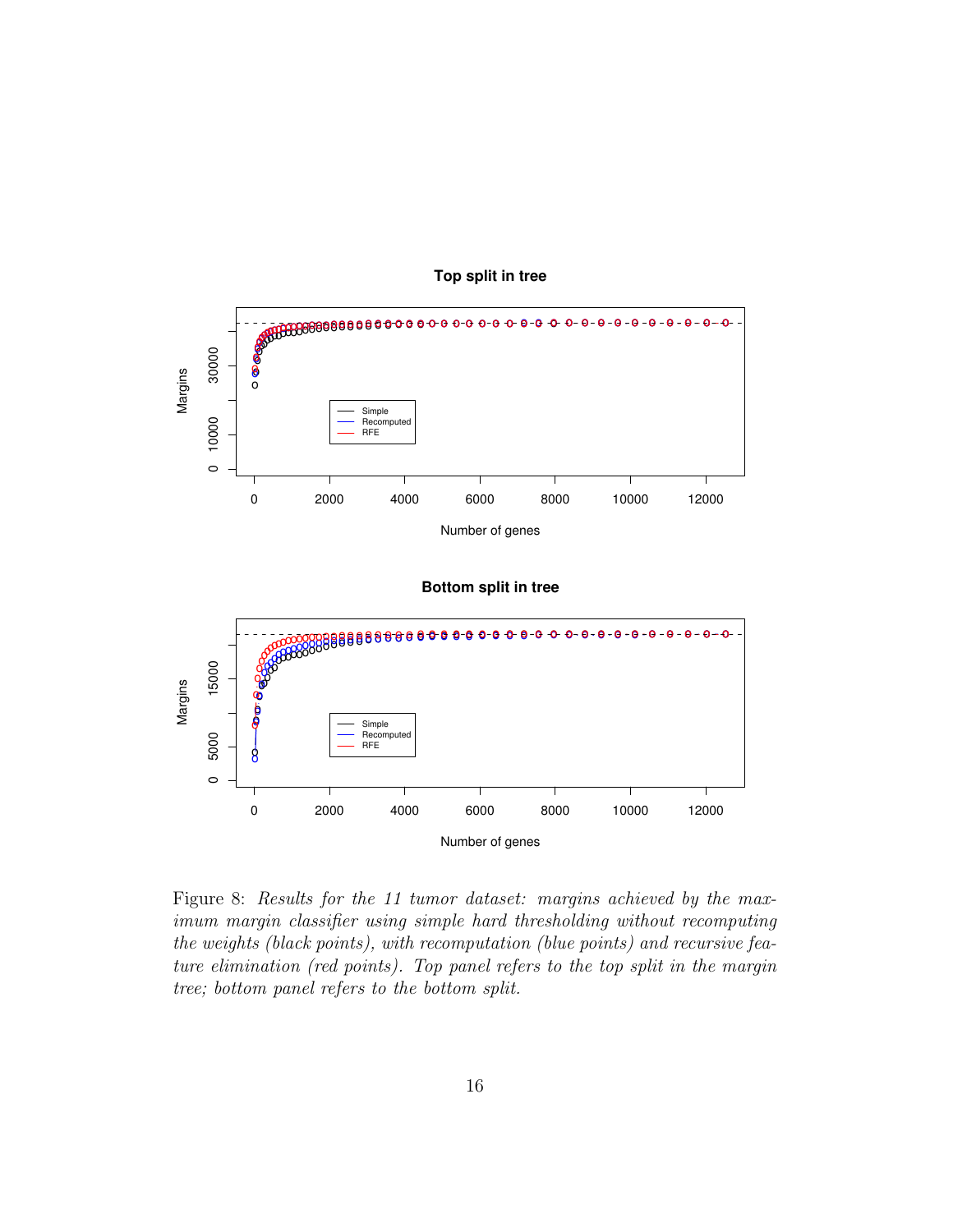Figure 8: *Results for the 11 tumor dataset: margins achieved by the maximum margin classifier using simple hard thresholding without recomputing the weights (black points), with recomputation (blue points) and recursive feature elimination (red points). Top panel refers to the top split in the margin tree; bottom panel refers to the bottom split.*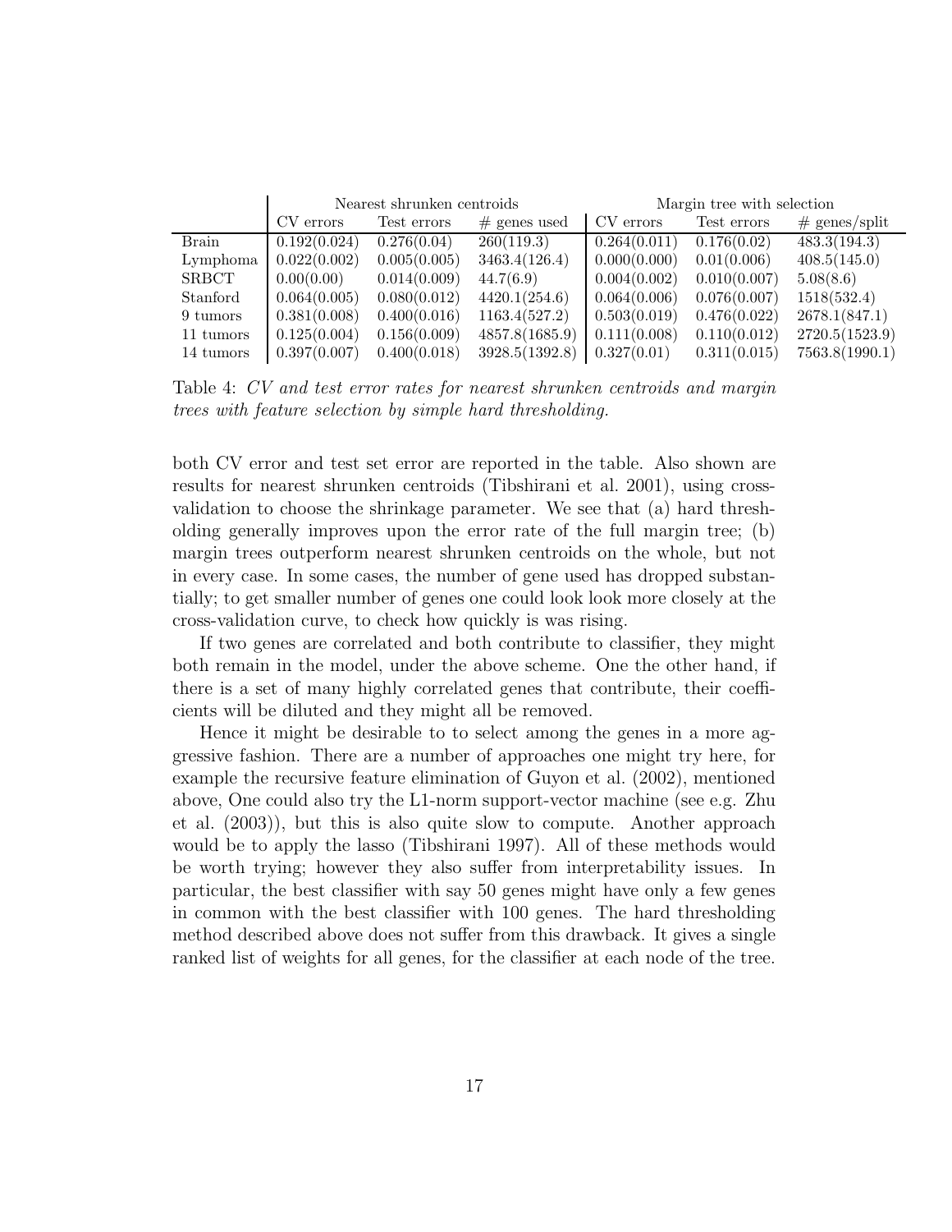| | Nearest shrunken centroids | | | Margin tree with selection | | |
|---|---|---|---|---|---|---|
| | CV errors | Test errors | # genes used | CV errors | Test errors | # genes/split |
| Brain | 0.192(0.024) | 0.276(0.04) | 260(119.3) | 0.264(0.011) | 0.176(0.02) | 483.3(194.3) |
| Lymphoma | 0.022(0.002) | 0.005(0.005) | 3463.4(126.4) | 0.000(0.000) | 0.01(0.006) | 408.5(145.0) |
| SRBCT | 0.00(0.00) | 0.014(0.009) | 44.7(6.9) | 0.004(0.002) | 0.010(0.007) | 5.08(8.6) |
| Stanford | 0.064(0.005) | 0.080(0.012) | 4420.1(254.6) | 0.064(0.006) | 0.076(0.007) | 1518(532.4) |
| 9 tumors | 0.381(0.008) | 0.400(0.016) | 1163.4(527.2) | 0.503(0.019) | 0.476(0.022) | 2678.1(847.1) |
| 11 tumors | 0.125(0.004) | 0.156(0.009) | 4857.8(1685.9) | 0.111(0.008) | 0.110(0.012) | 2720.5(1523.9) |
| 14 tumors | 0.397(0.007) | 0.400(0.018) | 3928.5(1392.8) | 0.327(0.01) | 0.311(0.015) | 7563.8(1990.1) |

Table 4: *CV and test error rates for nearest shrunken centroids and margin trees with feature selection by simple hard thresholding.*

both CV error and test set error are reported in the table. Also shown are results for nearest shrunken centroids (Tibshirani et al. 2001), using cross-validation to choose the shrinkage parameter. We see that (a) hard thresholding generally improves upon the error rate of the full margin tree; (b) margin trees outperform nearest shrunken centroids on the whole, but not in every case. In some cases, the number of gene used has dropped substantially; to get smaller number of genes one could look look more closely at the cross-validation curve, to check how quickly is was rising.

If two genes are correlated and both contribute to classifier, they might both remain in the model, under the above scheme. One the other hand, if there is a set of many highly correlated genes that contribute, their coefficients will be diluted and they might all be removed.

Hence it might be desirable to to select among the genes in a more aggressive fashion. There are a number of approaches one might try here, for example the recursive feature elimination of Guyon et al. (2002), mentioned above, One could also try the L1-norm support-vector machine (see e.g. Zhu et al. (2003)), but this is also quite slow to compute. Another approach would be to apply the lasso (Tibshirani 1997). All of these methods would be worth trying; however they also suffer from interpretability issues. In particular, the best classifier with say 50 genes might have only a few genes in common with the best classifier with 100 genes. The hard thresholding method described above does not suffer from this drawback. It gives a single ranked list of weights for all genes, for the classifier at each node of the tree.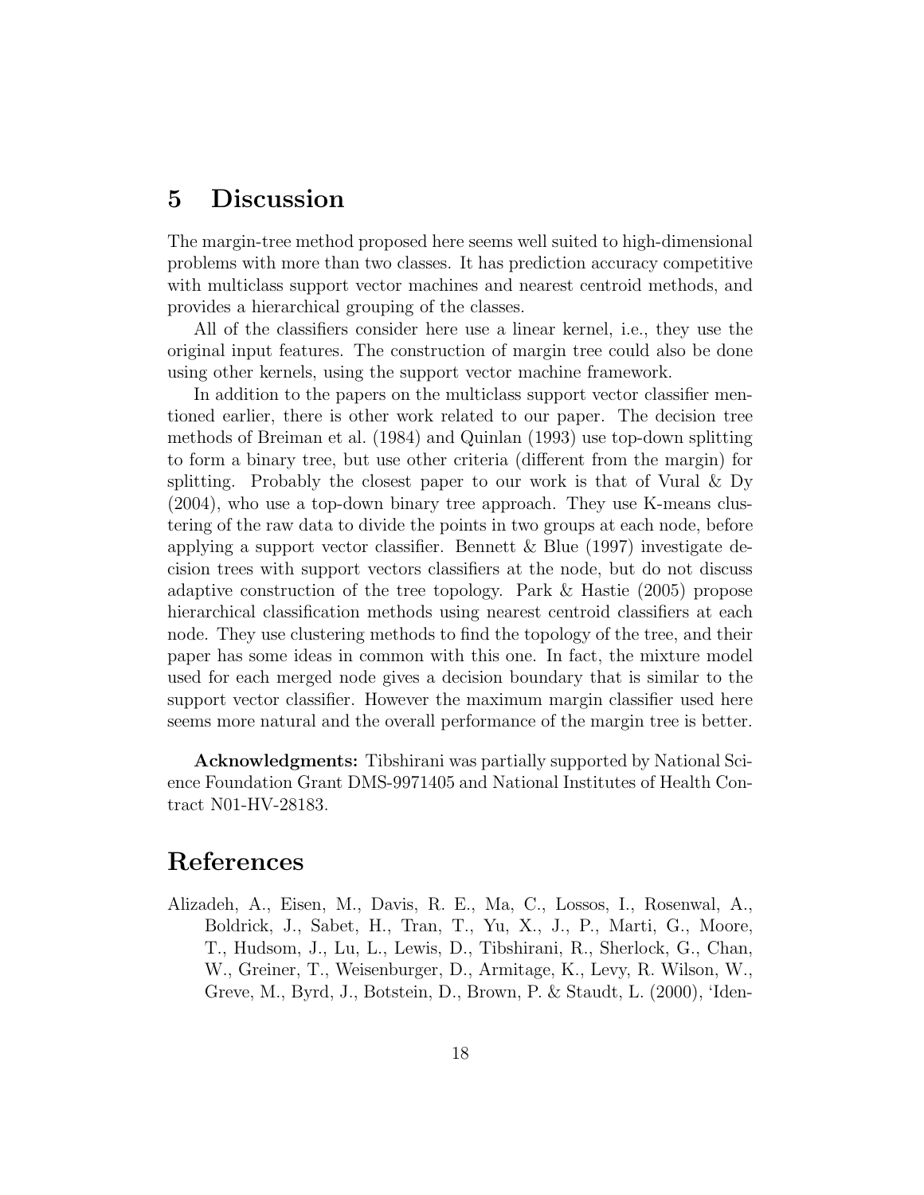## 5 Discussion

The margin-tree method proposed here seems well suited to high-dimensional problems with more than two classes. It has prediction accuracy competitive with multiclass support vector machines and nearest centroid methods, and provides a hierarchical grouping of the classes.

All of the classifiers consider here use a linear kernel, i.e., they use the original input features. The construction of margin tree could also be done using other kernels, using the support vector machine framework.

In addition to the papers on the multiclass support vector classifier mentioned earlier, there is other work related to our paper. The decision tree methods of Breiman et al. (1984) and Quinlan (1993) use top-down splitting to form a binary tree, but use other criteria (different from the margin) for splitting. Probably the closest paper to our work is that of Vural & Dy (2004), who use a top-down binary tree approach. They use K-means clustering of the raw data to divide the points in two groups at each node, before applying a support vector classifier. Bennett & Blue (1997) investigate decision trees with support vectors classifiers at the node, but do not discuss adaptive construction of the tree topology. Park & Hastie (2005) propose hierarchical classification methods using nearest centroid classifiers at each node. They use clustering methods to find the topology of the tree, and their paper has some ideas in common with this one. In fact, the mixture model used for each merged node gives a decision boundary that is similar to the support vector classifier. However the maximum margin classifier used here seems more natural and the overall performance of the margin tree is better.

**Acknowledgments:** Tibshirani was partially supported by National Science Foundation Grant DMS-9971405 and National Institutes of Health Contract N01-HV-28183.

## References

Alizadeh, A., Eisen, M., Davis, R. E., Ma, C., Lossos, I., Rosenwal, A., Boldrick, J., Sabet, H., Tran, T., Yu, X., J., P., Marti, G., Moore, T., Hudsom, J., Lu, L., Lewis, D., Tibshirani, R., Sherlock, G., Chan, W., Greiner, T., Weisenburger, D., Armitage, K., Levy, R. Wilson, W., Greve, M., Byrd, J., Botstein, D., Brown, P. & Staudt, L. (2000), 'Iden-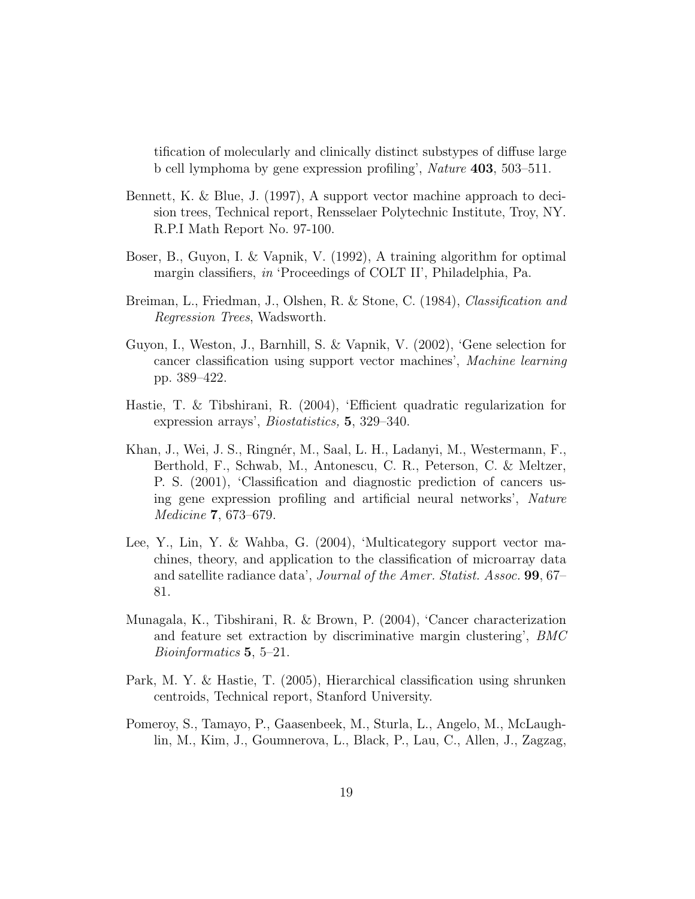tification of molecularly and clinically distinct substypes of diffuse large b cell lymphoma by gene expression profiling', *Nature* **403**, 503–511.

Bennett, K. & Blue, J. (1997), A support vector machine approach to decision trees, Technical report, Rensselaer Polytechnic Institute, Troy, NY. R.P.I Math Report No. 97-100.

Boser, B., Guyon, I. & Vapnik, V. (1992), A training algorithm for optimal margin classifiers, *in* 'Proceedings of COLT II', Philadelphia, Pa.

Breiman, L., Friedman, J., Olshen, R. & Stone, C. (1984), *Classification and Regression Trees*, Wadsworth.

Guyon, I., Weston, J., Barnhill, S. & Vapnik, V. (2002), 'Gene selection for cancer classification using support vector machines', *Machine learning* pp. 389–422.

Hastie, T. & Tibshirani, R. (2004), 'Efficient quadratic regularization for expression arrays', *Biostatistics,* **5**, 329–340.

Khan, J., Wei, J. S., Ringnér, M., Saal, L. H., Ladanyi, M., Westermann, F., Berthold, F., Schwab, M., Antonescu, C. R., Peterson, C. & Meltzer, P. S. (2001), 'Classification and diagnostic prediction of cancers using gene expression profiling and artificial neural networks', *Nature Medicine* **7**, 673–679.

Lee, Y., Lin, Y. & Wahba, G. (2004), 'Multicategory support vector machines, theory, and application to the classification of microarray data and satellite radiance data', *Journal of the Amer. Statist. Assoc.* **99**, 67–81.

Munagala, K., Tibshirani, R. & Brown, P. (2004), 'Cancer characterization and feature set extraction by discriminative margin clustering', *BMC Bioinformatics* **5**, 5–21.

Park, M. Y. & Hastie, T. (2005), Hierarchical classification using shrunken centroids, Technical report, Stanford University.

Pomeroy, S., Tamayo, P., Gaasenbeek, M., Sturla, L., Angelo, M., McLaughlin, M., Kim, J., Goumnerova, L., Black, P., Lau, C., Allen, J., Zagzag,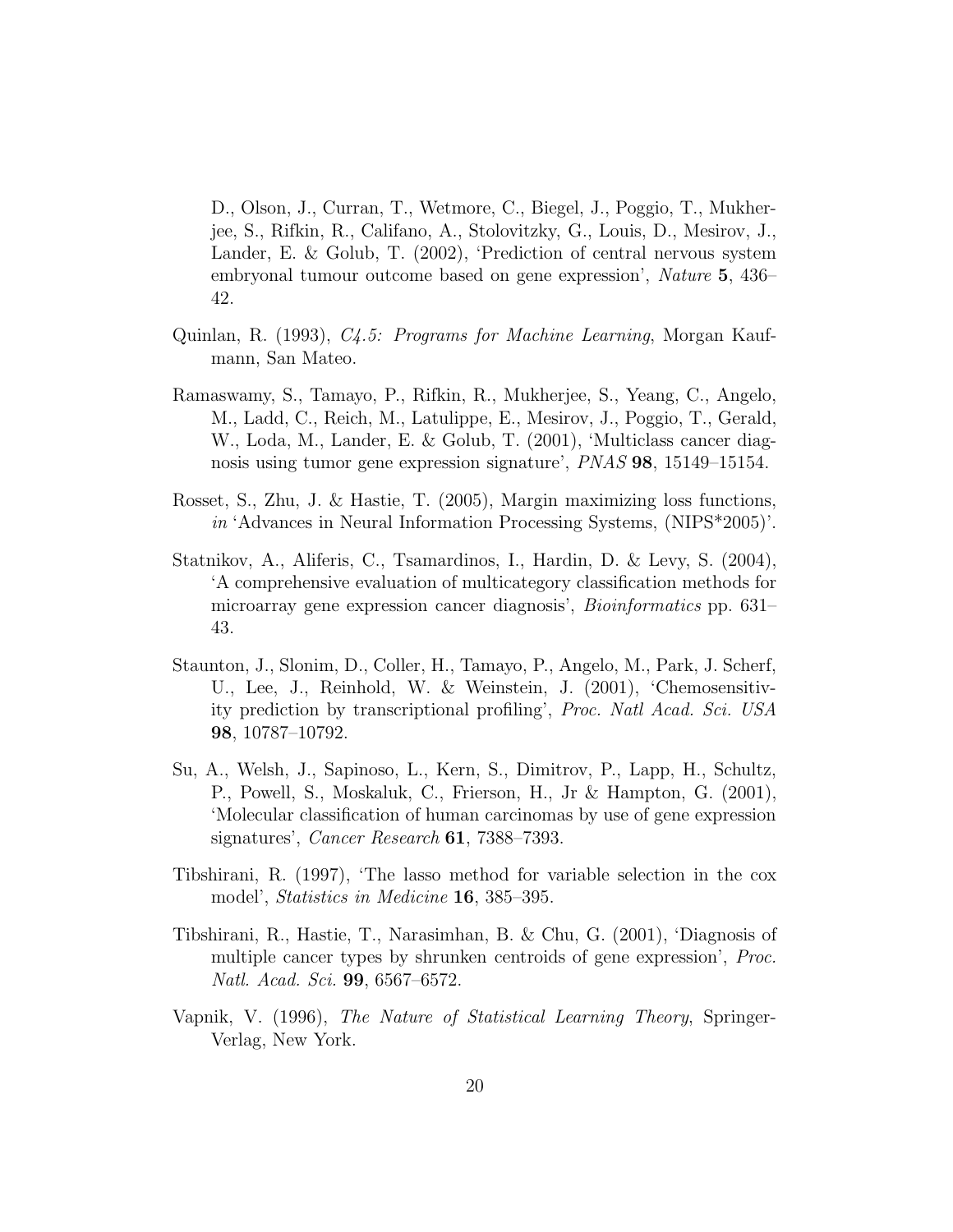D., Olson, J., Curran, T., Wetmore, C., Biegel, J., Poggio, T., Mukherjee, S., Rifkin, R., Califano, A., Stolovitzky, G., Louis, D., Mesirov, J., Lander, E. & Golub, T. (2002), 'Prediction of central nervous system embryonal tumour outcome based on gene expression', *Nature* **5**, 436–42.

Quinlan, R. (1993), *C4.5: Programs for Machine Learning*, Morgan Kaufmann, San Mateo.

Ramaswamy, S., Tamayo, P., Rifkin, R., Mukherjee, S., Yeang, C., Angelo, M., Ladd, C., Reich, M., Latulippe, E., Mesirov, J., Poggio, T., Gerald, W., Loda, M., Lander, E. & Golub, T. (2001), 'Multiclass cancer diagnosis using tumor gene expression signature', *PNAS* **98**, 15149–15154.

Rosset, S., Zhu, J. & Hastie, T. (2005), Margin maximizing loss functions, *in* 'Advances in Neural Information Processing Systems, (NIPS*2005)'.

Statnikov, A., Aliferis, C., Tsamardinos, I., Hardin, D. & Levy, S. (2004), 'A comprehensive evaluation of multicategory classification methods for microarray gene expression cancer diagnosis', *Bioinformatics* pp. 631–43.

Staunton, J., Slonim, D., Coller, H., Tamayo, P., Angelo, M., Park, J. Scherf, U., Lee, J., Reinhold, W. & Weinstein, J. (2001), 'Chemosensitivity prediction by transcriptional profiling', *Proc. Natl Acad. Sci. USA* **98**, 10787–10792.

Su, A., Welsh, J., Sapinoso, L., Kern, S., Dimitrov, P., Lapp, H., Schultz, P., Powell, S., Moskaluk, C., Frierson, H., Jr & Hampton, G. (2001), 'Molecular classification of human carcinomas by use of gene expression signatures', *Cancer Research* **61**, 7388–7393.

Tibshirani, R. (1997), 'The lasso method for variable selection in the cox model', *Statistics in Medicine* **16**, 385–395.

Tibshirani, R., Hastie, T., Narasimhan, B. & Chu, G. (2001), 'Diagnosis of multiple cancer types by shrunken centroids of gene expression', *Proc. Natl. Acad. Sci.* **99**, 6567–6572.

Vapnik, V. (1996), *The Nature of Statistical Learning Theory*, Springer-Verlag, New York.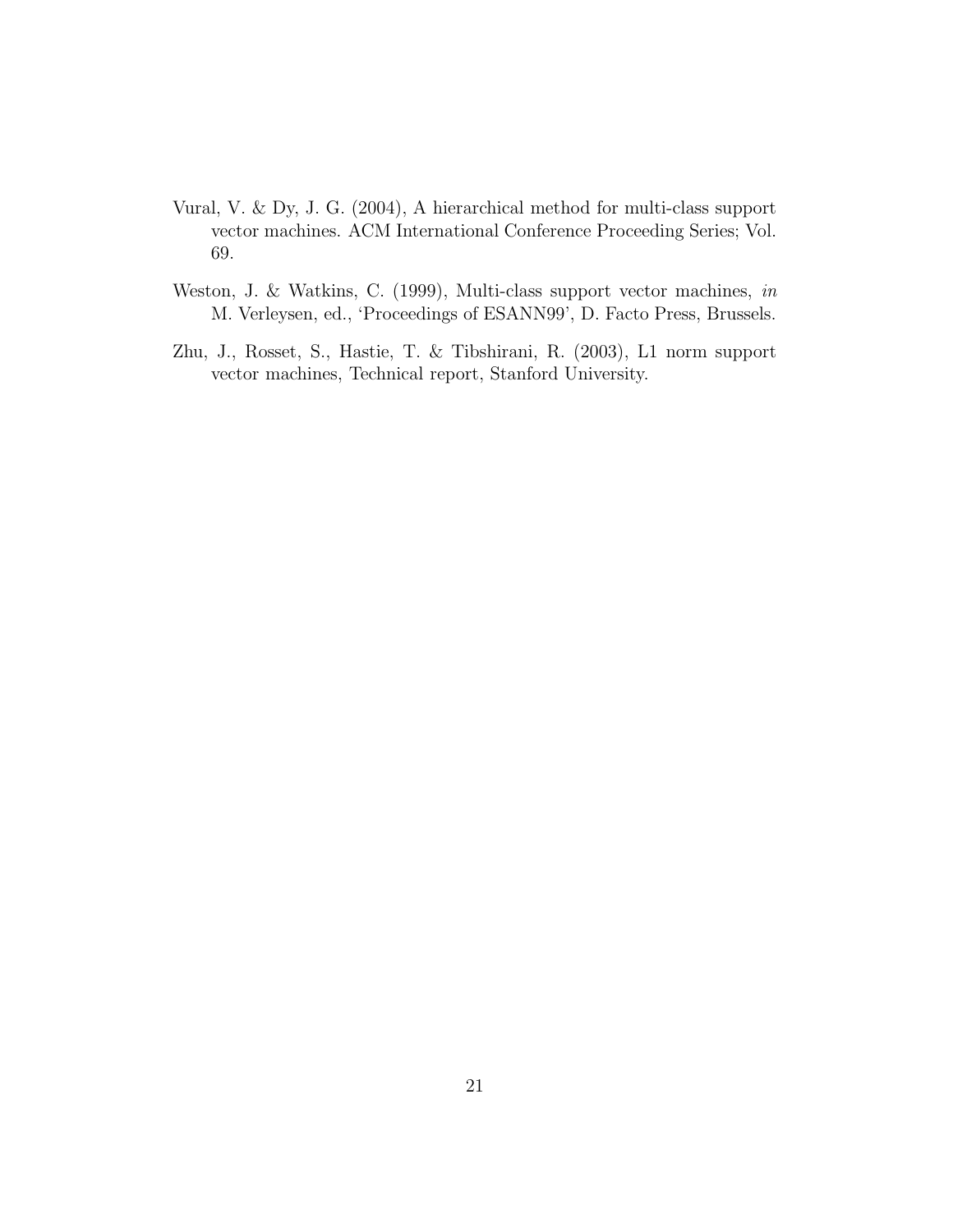Vural, V. & Dy, J. G. (2004), A hierarchical method for multi-class support vector machines. ACM International Conference Proceeding Series; Vol. 69.

Weston, J. & Watkins, C. (1999), Multi-class support vector machines, *in* M. Verleysen, ed., 'Proceedings of ESANN99', D. Facto Press, Brussels.

Zhu, J., Rosset, S., Hastie, T. & Tibshirani, R. (2003), L1 norm support vector machines, Technical report, Stanford University.